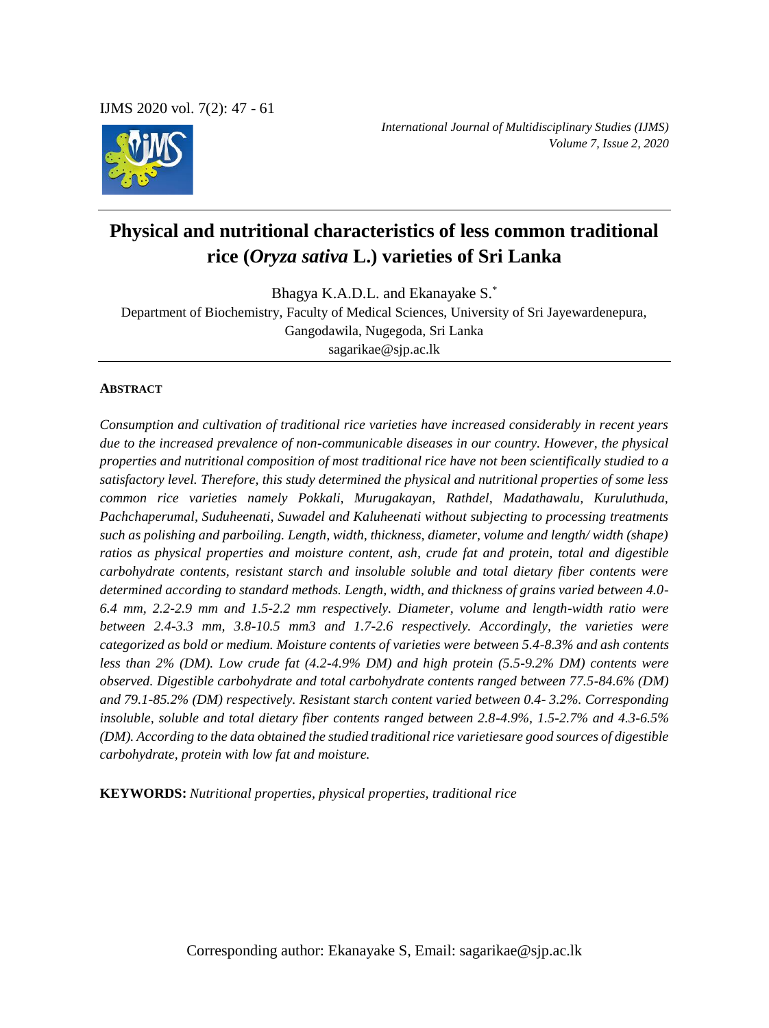# Physical and nutritional characteristics of less common traditional rice (*Oryza sativa* L.) varieties of Sri Lanka

Bhagya K.A.D.L. and Ekanayake S.*

Department of Biochemistry, Faculty of Medical Sciences, University of Sri Jayewardenepura, Gangodawila, Nugegoda, Sri Lanka

sagarikae@sjp.ac.lk

**ABSTRACT**

*Consumption and cultivation of traditional rice varieties have increased considerably in recent years due to the increased prevalence of non-communicable diseases in our country. However, the physical properties and nutritional composition of most traditional rice have not been scientifically studied to a satisfactory level. Therefore, this study determined the physical and nutritional properties of some less common rice varieties namely Pokkali, Murugakayan, Rathdel, Madathawalu, Kuruluthuda, Pachchaperumal, Suduheenati, Suwadel and Kaluheenati without subjecting to processing treatments such as polishing and parboiling. Length, width, thickness, diameter, volume and length/ width (shape) ratios as physical properties and moisture content, ash, crude fat and protein, total and digestible carbohydrate contents, resistant starch and insoluble soluble and total dietary fiber contents were determined according to standard methods. Length, width, and thickness of grains varied between 4.0-6.4 mm, 2.2-2.9 mm and 1.5-2.2 mm respectively. Diameter, volume and length-width ratio were between 2.4-3.3 mm, 3.8-10.5 mm3 and 1.7-2.6 respectively. Accordingly, the varieties were categorized as bold or medium. Moisture contents of varieties were between 5.4-8.3% and ash contents less than 2% (DM). Low crude fat (4.2-4.9% DM) and high protein (5.5-9.2% DM) contents were observed. Digestible carbohydrate and total carbohydrate contents ranged between 77.5-84.6% (DM) and 79.1-85.2% (DM) respectively. Resistant starch content varied between 0.4- 3.2%. Corresponding insoluble, soluble and total dietary fiber contents ranged between 2.8-4.9%, 1.5-2.7% and 4.3-6.5% (DM). According to the data obtained the studied traditional rice varietiesare good sources of digestible carbohydrate, protein with low fat and moisture.*

**KEYWORDS:** *Nutritional properties, physical properties, traditional rice*

Corresponding author: Ekanayake S, Email: sagarikae@sjp.ac.lk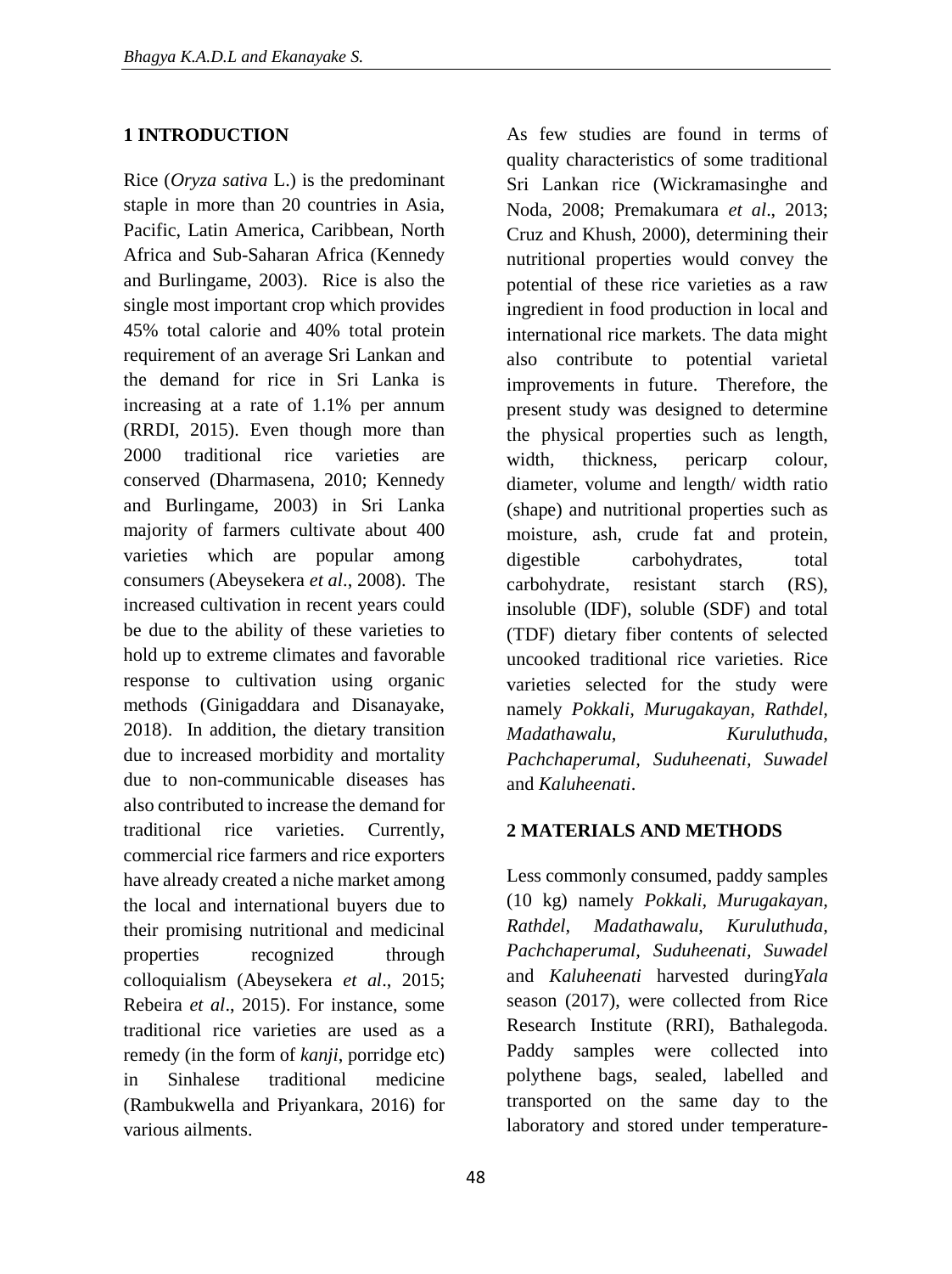## 1 INTRODUCTION

Rice (*Oryza sativa* L.) is the predominant staple in more than 20 countries in Asia, Pacific, Latin America, Caribbean, North Africa and Sub-Saharan Africa (Kennedy and Burlingame, 2003). Rice is also the single most important crop which provides 45% total calorie and 40% total protein requirement of an average Sri Lankan and the demand for rice in Sri Lanka is increasing at a rate of 1.1% per annum (RRDI, 2015). Even though more than 2000 traditional rice varieties are conserved (Dharmasena, 2010; Kennedy and Burlingame, 2003) in Sri Lanka majority of farmers cultivate about 400 varieties which are popular among consumers (Abeysekera *et al*., 2008). The increased cultivation in recent years could be due to the ability of these varieties to hold up to extreme climates and favorable response to cultivation using organic methods (Ginigaddara and Disanayake, 2018). In addition, the dietary transition due to increased morbidity and mortality due to non-communicable diseases has also contributed to increase the demand for traditional rice varieties. Currently, commercial rice farmers and rice exporters have already created a niche market among the local and international buyers due to their promising nutritional and medicinal properties recognized through colloquialism (Abeysekera *et al*., 2015; Rebeira *et al*., 2015). For instance, some traditional rice varieties are used as a remedy (in the form of *kanji*, porridge etc) in Sinhalese traditional medicine (Rambukwella and Priyankara, 2016) for various ailments.

As few studies are found in terms of quality characteristics of some traditional Sri Lankan rice (Wickramasinghe and Noda, 2008; Premakumara *et al*., 2013; Cruz and Khush, 2000), determining their nutritional properties would convey the potential of these rice varieties as a raw ingredient in food production in local and international rice markets. The data might also contribute to potential varietal improvements in future. Therefore, the present study was designed to determine the physical properties such as length, width, thickness, pericarp colour, diameter, volume and length/ width ratio (shape) and nutritional properties such as moisture, ash, crude fat and protein, digestible carbohydrates, total carbohydrate, resistant starch (RS), insoluble (IDF), soluble (SDF) and total (TDF) dietary fiber contents of selected uncooked traditional rice varieties. Rice varieties selected for the study were namely *Pokkali, Murugakayan, Rathdel, Madathawalu, Kuruluthuda, Pachchaperumal, Suduheenati, Suwadel* and *Kaluheenati*.

## 2 MATERIALS AND METHODS

Less commonly consumed, paddy samples (10 kg) namely *Pokkali, Murugakayan, Rathdel, Madathawalu, Kuruluthuda, Pachchaperumal, Suduheenati, Suwadel* and *Kaluheenati* harvested during*Yala* season (2017), were collected from Rice Research Institute (RRI), Bathalegoda. Paddy samples were collected into polythene bags, sealed, labelled and transported on the same day to the laboratory and stored under temperature-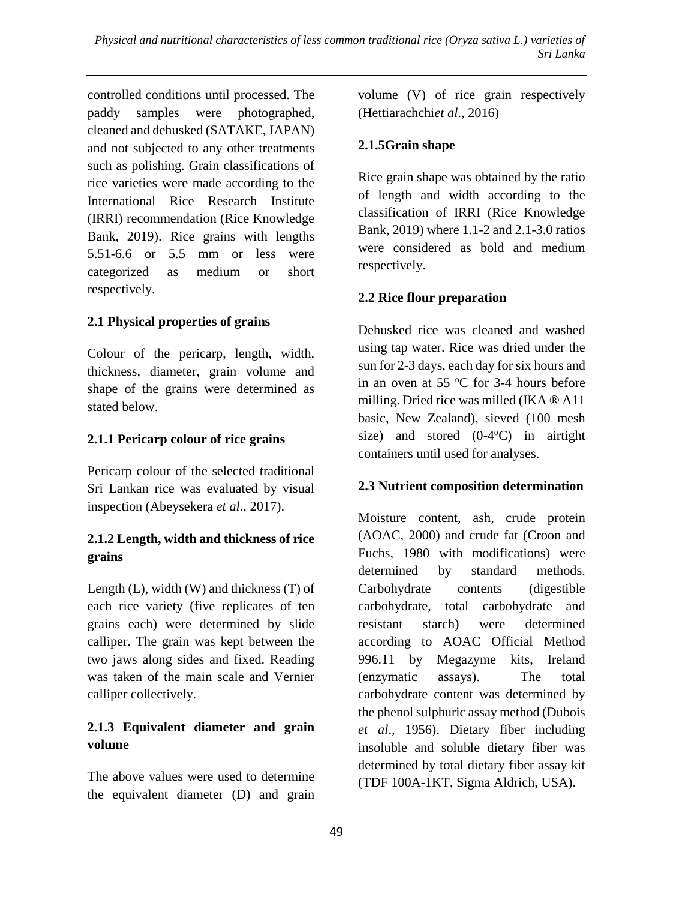controlled conditions until processed. The paddy samples were photographed, cleaned and dehusked (SATAKE, JAPAN) and not subjected to any other treatments such as polishing. Grain classifications of rice varieties were made according to the International Rice Research Institute (IRRI) recommendation (Rice Knowledge Bank, 2019). Rice grains with lengths 5.51-6.6 or 5.5 mm or less were categorized as medium or short respectively.

### 2.1 Physical properties of grains

Colour of the pericarp, length, width, thickness, diameter, grain volume and shape of the grains were determined as stated below.

#### 2.1.1 Pericarp colour of rice grains

Pericarp colour of the selected traditional Sri Lankan rice was evaluated by visual inspection (Abeysekera *et al*., 2017).

#### 2.1.2 Length, width and thickness of rice grains

Length (L), width (W) and thickness (T) of each rice variety (five replicates of ten grains each) were determined by slide calliper. The grain was kept between the two jaws along sides and fixed. Reading was taken of the main scale and Vernier calliper collectively.

#### 2.1.3 Equivalent diameter and grain volume

The above values were used to determine the equivalent diameter (D) and grain volume (V) of rice grain respectively (Hettiarachchi*et al*., 2016)

#### 2.1.5Grain shape

Rice grain shape was obtained by the ratio of length and width according to the classification of IRRI (Rice Knowledge Bank, 2019) where 1.1-2 and 2.1-3.0 ratios were considered as bold and medium respectively.

### 2.2 Rice flour preparation

Dehusked rice was cleaned and washed using tap water. Rice was dried under the sun for 2-3 days, each day for six hours and in an oven at 55 $^{o}$C for 3-4 hours before milling. Dried rice was milled (IKA ® A11 basic, New Zealand), sieved (100 mesh size) and stored (0-4$^{o}$C) in airtight containers until used for analyses.

### 2.3 Nutrient composition determination

Moisture content, ash, crude protein (AOAC, 2000) and crude fat (Croon and Fuchs, 1980 with modifications) were determined by standard methods. Carbohydrate contents (digestible carbohydrate, total carbohydrate and resistant starch) were determined according to AOAC Official Method 996.11 by Megazyme kits, Ireland (enzymatic assays). The total carbohydrate content was determined by the phenol sulphuric assay method (Dubois *et al*., 1956). Dietary fiber including insoluble and soluble dietary fiber was determined by total dietary fiber assay kit (TDF 100A-1KT, Sigma Aldrich, USA).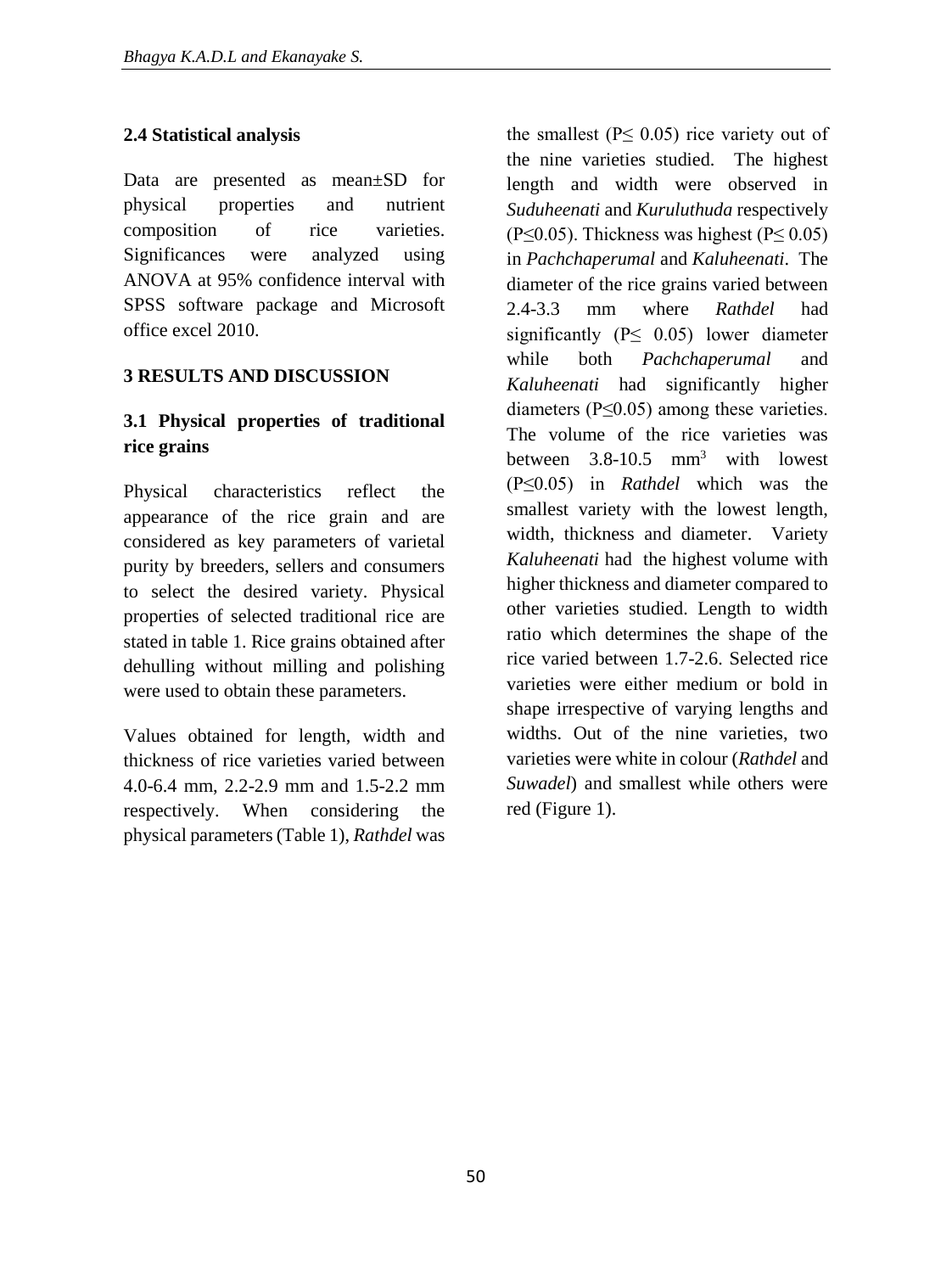### 2.4 Statistical analysis

Data are presented as mean±SD for physical properties and nutrient composition of rice varieties. Significances were analyzed using ANOVA at 95% confidence interval with SPSS software package and Microsoft office excel 2010.

## 3 RESULTS AND DISCUSSION

### 3.1 Physical properties of traditional rice grains

Physical characteristics reflect the appearance of the rice grain and are considered as key parameters of varietal purity by breeders, sellers and consumers to select the desired variety. Physical properties of selected traditional rice are stated in table 1. Rice grains obtained after dehulling without milling and polishing were used to obtain these parameters.

Values obtained for length, width and thickness of rice varieties varied between 4.0-6.4 mm, 2.2-2.9 mm and 1.5-2.2 mm respectively. When considering the physical parameters (Table 1), *Rathdel* was the smallest ($P \leq 0.05$) rice variety out of the nine varieties studied. The highest length and width were observed in *Suduheenati* and *Kuruluthuda* respectively ($P \leq 0.05$). Thickness was highest ($P \leq 0.05$) in *Pachchaperumal* and *Kaluheenati*. The diameter of the rice grains varied between 2.4-3.3 mm where *Rathdel* had significantly ($P \leq 0.05$) lower diameter while both *Pachchaperumal* and *Kaluheenati* had significantly higher diameters ($P \leq 0.05$) among these varieties. The volume of the rice varieties was between 3.8-10.5 $mm^3$ with lowest ($P \leq 0.05$) in *Rathdel* which was the smallest variety with the lowest length, width, thickness and diameter. Variety *Kaluheenati* had the highest volume with higher thickness and diameter compared to other varieties studied. Length to width ratio which determines the shape of the rice varied between 1.7-2.6. Selected rice varieties were either medium or bold in shape irrespective of varying lengths and widths. Out of the nine varieties, two varieties were white in colour (*Rathdel* and *Suwadel*) and smallest while others were red (Figure 1).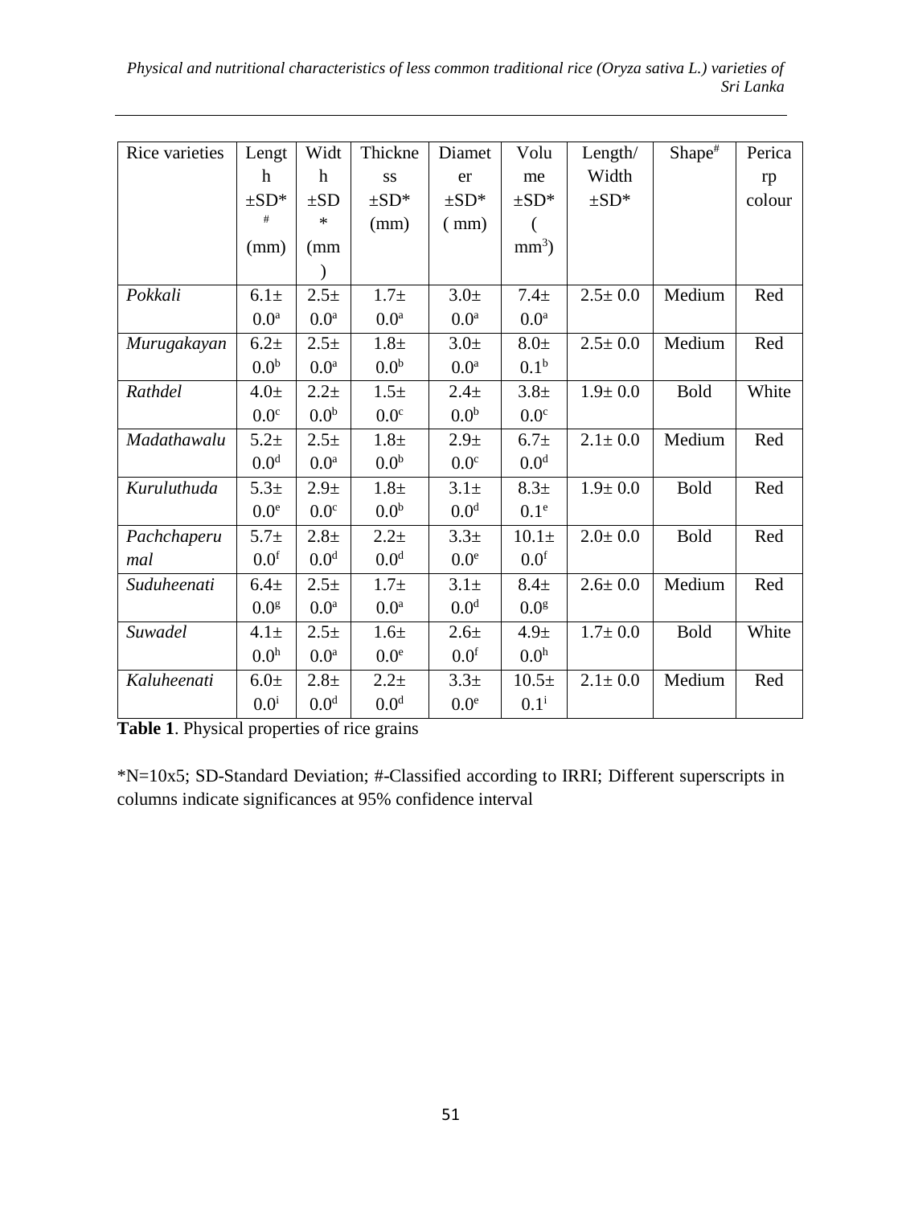| Rice varieties | Length ±SD*# (mm) | Width ±SD* (mm) | Thickness ±SD* (mm) | Diameter ±SD* ( mm) | Volume ±SD* ( $mm^3$) | Length/ Width ±SD* | Shape# | Pericarp colour |
|---|---|---|---|---|---|---|---|---|
| *Pokkali* | 6.1± $0.0^a$ | 2.5± $0.0^a$ | 1.7± $0.0^a$ | 3.0± $0.0^a$ | 7.4± $0.0^a$ | 2.5± 0.0 | Medium | Red |
| *Murugakayan* | 6.2± $0.0^b$ | 2.5± $0.0^a$ | 1.8± $0.0^b$ | 3.0± $0.0^a$ | 8.0± $0.1^b$ | 2.5± 0.0 | Medium | Red |
| *Rathdel* | 4.0± $0.0^c$ | 2.2± $0.0^b$ | 1.5± $0.0^c$ | 2.4± $0.0^b$ | 3.8± $0.0^c$ | 1.9± 0.0 | Bold | White |
| *Madathawalu* | 5.2± $0.0^d$ | 2.5± $0.0^a$ | 1.8± $0.0^b$ | 2.9± $0.0^c$ | 6.7± $0.0^d$ | 2.1± 0.0 | Medium | Red |
| *Kuruluthuda* | 5.3± $0.0^e$ | 2.9± $0.0^c$ | 1.8± $0.0^b$ | 3.1± $0.0^d$ | 8.3± $0.1^e$ | 1.9± 0.0 | Bold | Red |
| *Pachchaperumal* | 5.7± $0.0^f$ | 2.8± $0.0^d$ | 2.2± $0.0^d$ | 3.3± $0.0^e$ | 10.1± $0.0^f$ | 2.0± 0.0 | Bold | Red |
| *Suduheenati* | 6.4± $0.0^g$ | 2.5± $0.0^a$ | 1.7± $0.0^a$ | 3.1± $0.0^d$ | 8.4± $0.0^g$ | 2.6± 0.0 | Medium | Red |
| *Suwadel* | 4.1± $0.0^h$ | 2.5± $0.0^a$ | 1.6± $0.0^e$ | 2.6± $0.0^f$ | 4.9± $0.0^h$ | 1.7± 0.0 | Bold | White |
| *Kaluheenati* | 6.0± $0.0^i$ | 2.8± $0.0^d$ | 2.2± $0.0^d$ | 3.3± $0.0^e$ | 10.5± $0.1^i$ | 2.1± 0.0 | Medium | Red |

**Table 1**. Physical properties of rice grains

*N=10x5; SD-Standard Deviation; #-Classified according to IRRI; Different superscripts in columns indicate significances at 95% confidence interval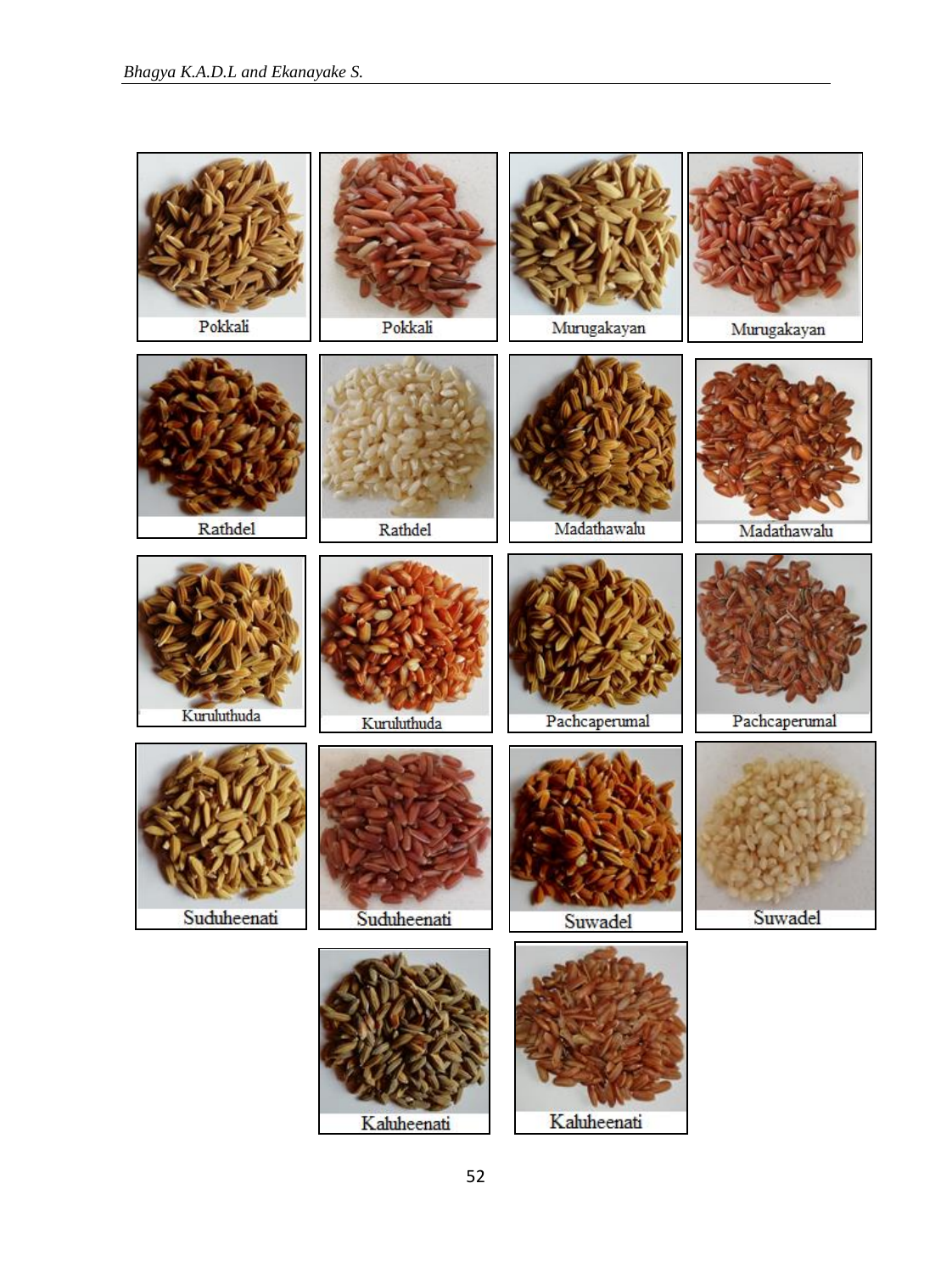| | | | |
|---|---|---|---|
| Pokkali | Pokkali | Murugakayan | Murugakayan |
| Rathdel | Rathdel | Madathawalu | Madathawalu |
| Kuruluthuda | Kuruluthuda | Pachcaperumal | Pachcaperumal |
| Suduheenati | Suduheenati | Suwadel | Suwadel |
| | Kaluheenati | Kaluheenati | |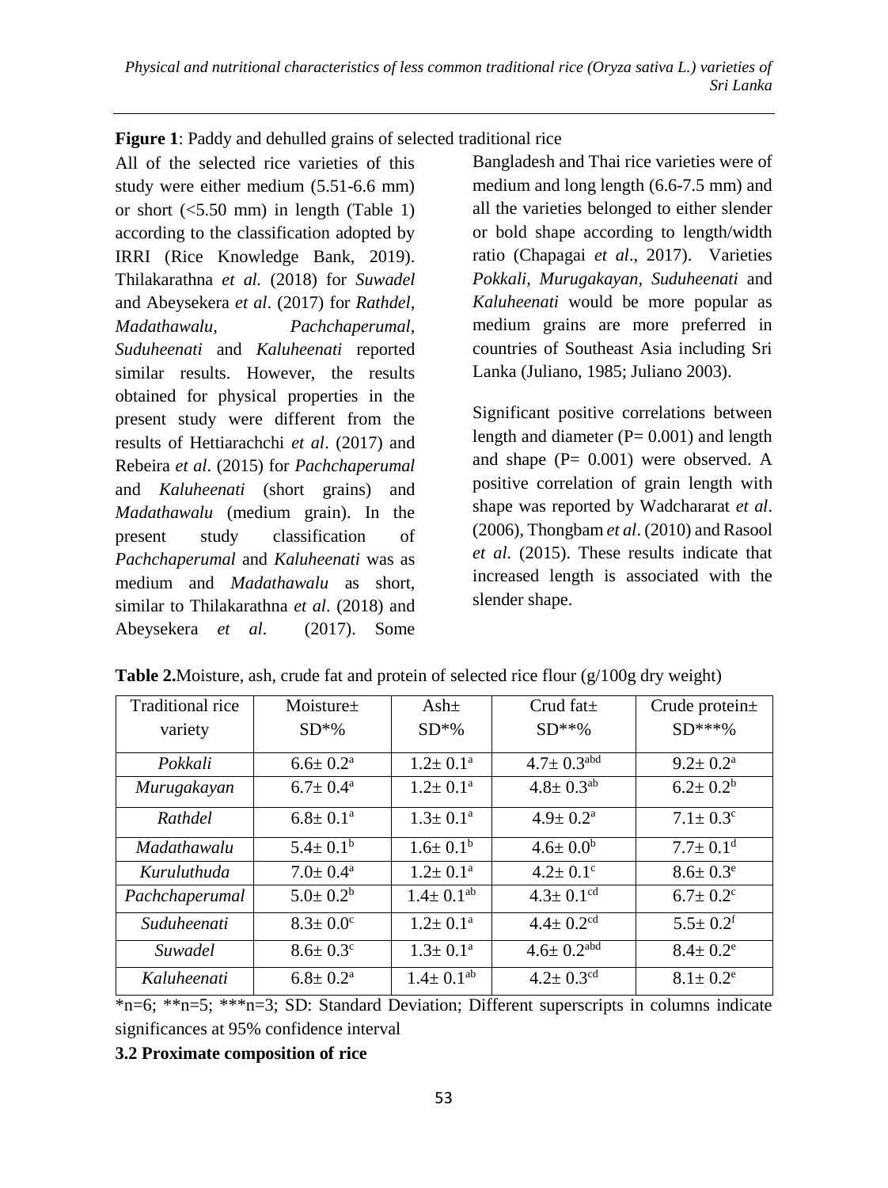**Figure 1**: Paddy and dehulled grains of selected traditional rice

All of the selected rice varieties of this study were either medium (5.51-6.6 mm) or short (<5.50 mm) in length (Table 1) according to the classification adopted by IRRI (Rice Knowledge Bank, 2019). Thilakarathna *et al.* (2018) for *Suwadel* and Abeysekera *et al*. (2017) for *Rathdel, Madathawalu, Pachchaperumal, Suduheenati* and *Kaluheenati* reported similar results. However, the results obtained for physical properties in the present study were different from the results of Hettiarachchi *et al*. (2017) and Rebeira *et al*. (2015) for *Pachchaperumal* and *Kaluheenati* (short grains) and *Madathawalu* (medium grain). In the present study classification of *Pachchaperumal* and *Kaluheenati* was as medium and *Madathawalu* as short, similar to Thilakarathna *et al*. (2018) and Abeysekera *et al*. (2017). Some Bangladesh and Thai rice varieties were of medium and long length (6.6-7.5 mm) and all the varieties belonged to either slender or bold shape according to length/width ratio (Chapagai *et al*., 2017). Varieties *Pokkali, Murugakayan, Suduheenati* and *Kaluheenati* would be more popular as medium grains are more preferred in countries of Southeast Asia including Sri Lanka (Juliano, 1985; Juliano 2003).

Significant positive correlations between length and diameter (P= 0.001) and length and shape (P= 0.001) were observed. A positive correlation of grain length with shape was reported by Wadchararat *et al*. (2006), Thongbam *et al*. (2010) and Rasool *et al*. (2015). These results indicate that increased length is associated with the slender shape.

**Table 2.**Moisture, ash, crude fat and protein of selected rice flour (g/100g dry weight)

| Traditional rice variety | Moisture± SD*% | Ash± SD*% | Crud fat± SD**% | Crude protein± SD***% |
|---|---|---|---|---|
| *Pokkali* | 6.6± 0.2[a] | 1.2± 0.1[a] | 4.7± 0.3[abd] | 9.2± 0.2[a] |
| *Murugakayan* | 6.7± 0.4[a] | 1.2± 0.1[a] | 4.8± 0.3[ab] | 6.2± 0.2[b] |
| *Rathdel* | 6.8± 0.1[a] | 1.3± 0.1[a] | 4.9± 0.2[a] | 7.1± 0.3[c] |
| *Madathawalu* | 5.4± 0.1[b] | 1.6± 0.1[b] | 4.6± 0.0[b] | 7.7± 0.1[d] |
| *Kuruluthuda* | 7.0± 0.4[a] | 1.2± 0.1[a] | 4.2± 0.1[c] | 8.6± 0.3[e] |
| *Pachchaperumal* | 5.0± 0.2[b] | 1.4± 0.1[ab] | 4.3± 0.1[cd] | 6.7± 0.2[c] |
| *Suduheenati* | 8.3± 0.0[c] | 1.2± 0.1[a] | 4.4± 0.2[cd] | 5.5± 0.2[f] |
| *Suwadel* | 8.6± 0.3[c] | 1.3± 0.1[a] | 4.6± 0.2[abd] | 8.4± 0.2[e] |
| *Kaluheenati* | 6.8± 0.2[a] | 1.4± 0.1[ab] | 4.2± 0.3[cd] | 8.1± 0.2[e] |

*n=6; **n=5; ***n=3; SD: Standard Deviation; Different superscripts in columns indicate significances at 95% confidence interval

**3.2 Proximate composition of rice**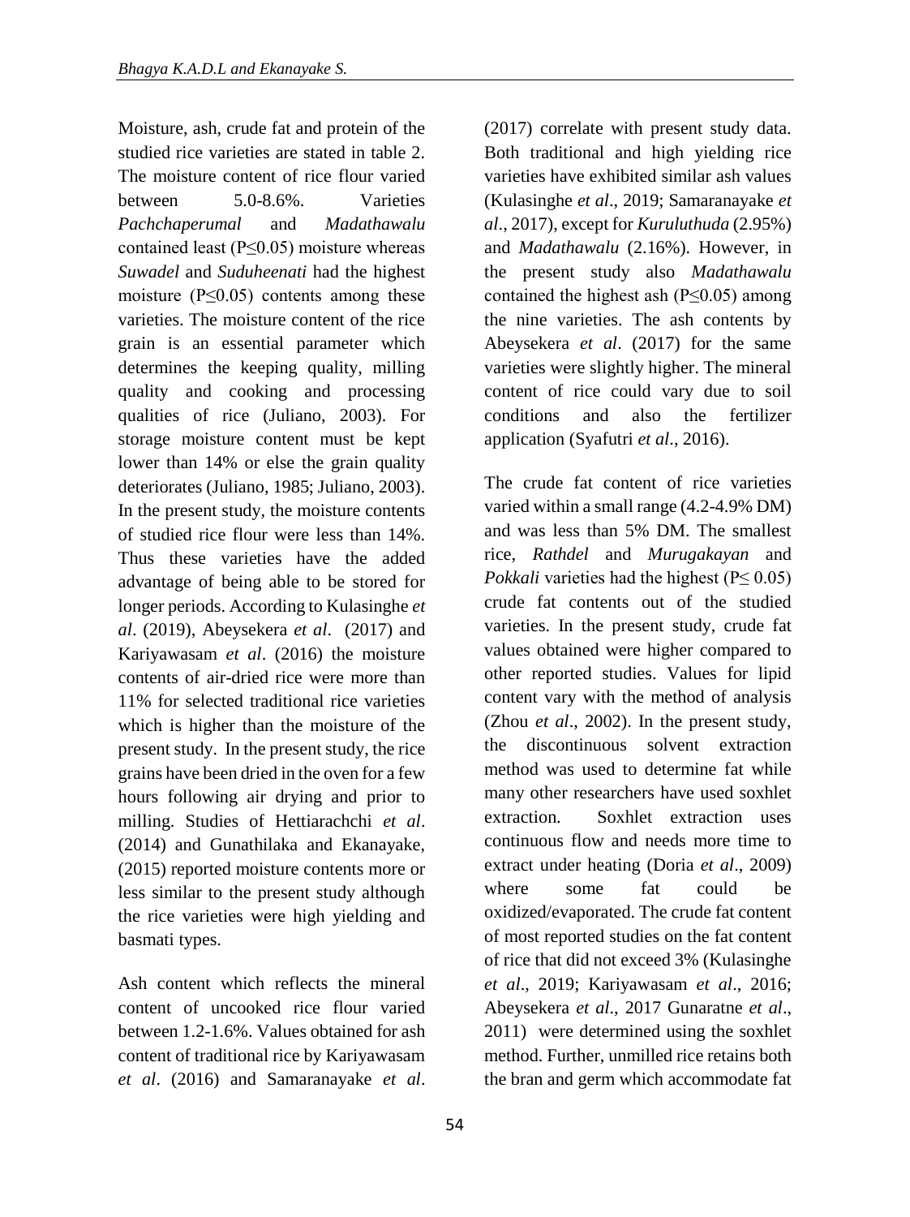Moisture, ash, crude fat and protein of the studied rice varieties are stated in table 2. The moisture content of rice flour varied between 5.0-8.6%. Varieties *Pachchaperumal* and *Madathawalu* contained least (P≤0.05) moisture whereas *Suwadel* and *Suduheenati* had the highest moisture (P≤0.05) contents among these varieties. The moisture content of the rice grain is an essential parameter which determines the keeping quality, milling quality and cooking and processing qualities of rice (Juliano, 2003). For storage moisture content must be kept lower than 14% or else the grain quality deteriorates (Juliano, 1985; Juliano, 2003). In the present study, the moisture contents of studied rice flour were less than 14%. Thus these varieties have the added advantage of being able to be stored for longer periods. According to Kulasinghe *et al*. (2019), Abeysekera *et al*. (2017) and Kariyawasam *et al*. (2016) the moisture contents of air-dried rice were more than 11% for selected traditional rice varieties which is higher than the moisture of the present study. In the present study, the rice grains have been dried in the oven for a few hours following air drying and prior to milling. Studies of Hettiarachchi *et al*. (2014) and Gunathilaka and Ekanayake, (2015) reported moisture contents more or less similar to the present study although the rice varieties were high yielding and basmati types.

Ash content which reflects the mineral content of uncooked rice flour varied between 1.2-1.6%. Values obtained for ash content of traditional rice by Kariyawasam *et al*. (2016) and Samaranayake *et al*. (2017) correlate with present study data. Both traditional and high yielding rice varieties have exhibited similar ash values (Kulasinghe *et al*., 2019; Samaranayake *et al*., 2017), except for *Kuruluthuda* (2.95%) and *Madathawalu* (2.16%). However, in the present study also *Madathawalu* contained the highest ash (P≤0.05) among the nine varieties. The ash contents by Abeysekera *et al*. (2017) for the same varieties were slightly higher. The mineral content of rice could vary due to soil conditions and also the fertilizer application (Syafutri *et al*., 2016).

The crude fat content of rice varieties varied within a small range (4.2-4.9% DM) and was less than 5% DM. The smallest rice, *Rathdel* and *Murugakayan* and *Pokkali* varieties had the highest (P≤ 0.05) crude fat contents out of the studied varieties. In the present study, crude fat values obtained were higher compared to other reported studies. Values for lipid content vary with the method of analysis (Zhou *et al*., 2002). In the present study, the discontinuous solvent extraction method was used to determine fat while many other researchers have used soxhlet extraction. Soxhlet extraction uses continuous flow and needs more time to extract under heating (Doria *et al*., 2009) where some fat could be oxidized/evaporated. The crude fat content of most reported studies on the fat content of rice that did not exceed 3% (Kulasinghe *et al*., 2019; Kariyawasam *et al*., 2016; Abeysekera *et al*., 2017 Gunaratne *et al*., 2011) were determined using the soxhlet method. Further, unmilled rice retains both the bran and germ which accommodate fat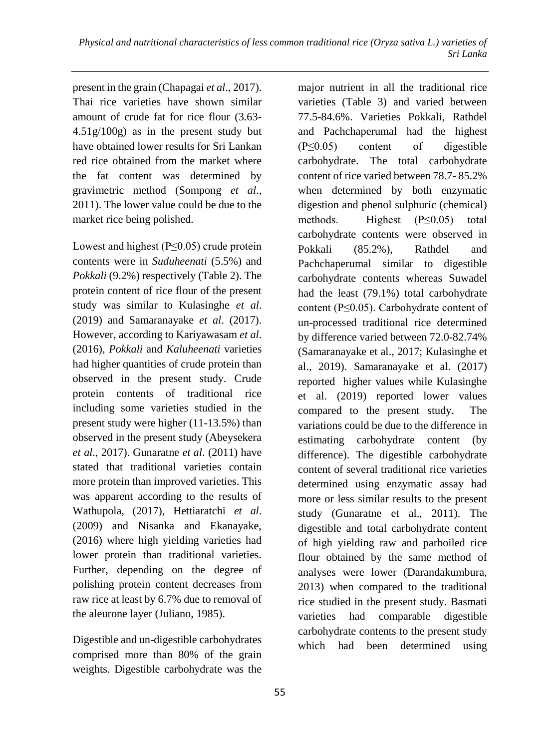present in the grain (Chapagai *et al*., 2017). Thai rice varieties have shown similar amount of crude fat for rice flour (3.63-4.51g/100g) as in the present study but have obtained lower results for Sri Lankan red rice obtained from the market where the fat content was determined by gravimetric method (Sompong *et al*., 2011). The lower value could be due to the market rice being polished.

Lowest and highest (P≤0.05) crude protein contents were in *Suduheenati* (5.5%) and *Pokkali* (9.2%) respectively (Table 2). The protein content of rice flour of the present study was similar to Kulasinghe *et al*. (2019) and Samaranayake *et al*. (2017). However, according to Kariyawasam *et al*. (2016), *Pokkali* and *Kaluheenati* varieties had higher quantities of crude protein than observed in the present study. Crude protein contents of traditional rice including some varieties studied in the present study were higher (11-13.5%) than observed in the present study (Abeysekera *et al*., 2017). Gunaratne *et al*. (2011) have stated that traditional varieties contain more protein than improved varieties. This was apparent according to the results of Wathupola, (2017), Hettiaratchi *et al*. (2009) and Nisanka and Ekanayake, (2016) where high yielding varieties had lower protein than traditional varieties. Further, depending on the degree of polishing protein content decreases from raw rice at least by 6.7% due to removal of the aleurone layer (Juliano, 1985).

Digestible and un-digestible carbohydrates comprised more than 80% of the grain weights. Digestible carbohydrate was the major nutrient in all the traditional rice varieties (Table 3) and varied between 77.5-84.6%. Varieties Pokkali, Rathdel and Pachchaperumal had the highest (P≤0.05) content of digestible carbohydrate. The total carbohydrate content of rice varied between 78.7- 85.2% when determined by both enzymatic digestion and phenol sulphuric (chemical) methods. Highest (P≤0.05) total carbohydrate contents were observed in Pokkali (85.2%), Rathdel and Pachchaperumal similar to digestible carbohydrate contents whereas Suwadel had the least (79.1%) total carbohydrate content (P≤0.05). Carbohydrate content of un-processed traditional rice determined by difference varied between 72.0-82.74% (Samaranayake et al., 2017; Kulasinghe et al., 2019). Samaranayake et al. (2017) reported higher values while Kulasinghe et al. (2019) reported lower values compared to the present study. The variations could be due to the difference in estimating carbohydrate content (by difference). The digestible carbohydrate content of several traditional rice varieties determined using enzymatic assay had more or less similar results to the present study (Gunaratne et al., 2011). The digestible and total carbohydrate content of high yielding raw and parboiled rice flour obtained by the same method of analyses were lower (Darandakumbura, 2013) when compared to the traditional rice studied in the present study. Basmati varieties had comparable digestible carbohydrate contents to the present study which had been determined using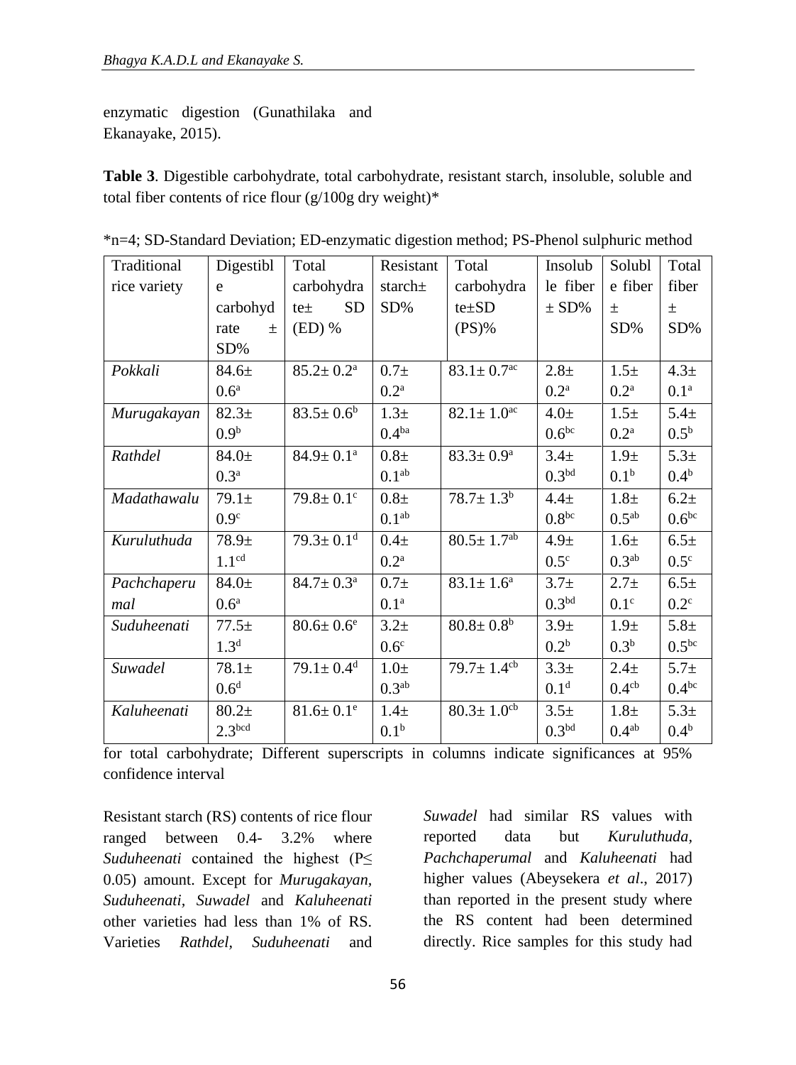enzymatic digestion (Gunathilaka and Ekanayake, 2015).

**Table 3**. Digestible carbohydrate, total carbohydrate, resistant starch, insoluble, soluble and total fiber contents of rice flour (g/100g dry weight)*

*n=4; SD-Standard Deviation; ED-enzymatic digestion method; PS-Phenol sulphuric method for total carbohydrate; Different superscripts in columns indicate significances at 95% confidence interval

| Traditional rice variety | Digestible carbohydrate ± SD% | Total carbohydrate± SD (ED) % | Resistant starch± SD% | Total carbohydrate±SD (PS)% | Insoluble fiber ± SD% | Soluble fiber ± SD% | Total fiber ± SD% |
|---|---|---|---|---|---|---|---|
| *Pokkali* | 84.6± 0.6$^{a}$ | 85.2± 0.2$^{a}$ | 0.7± 0.2$^{a}$ | 83.1± 0.7$^{ac}$ | 2.8± 0.2$^{a}$ | 1.5± 0.2$^{a}$ | 4.3± 0.1$^{a}$ |
| *Murugakayan* | 82.3± 0.9$^{b}$ | 83.5± 0.6$^{b}$ | 1.3± 0.4$^{ba}$ | 82.1± 1.0$^{ac}$ | 4.0± 0.6$^{bc}$ | 1.5± 0.2$^{a}$ | 5.4± 0.5$^{b}$ |
| *Rathdel* | 84.0± 0.3$^{a}$ | 84.9± 0.1$^{a}$ | 0.8± 0.1$^{ab}$ | 83.3± 0.9$^{a}$ | 3.4± 0.3$^{bd}$ | 1.9± 0.1$^{b}$ | 5.3± 0.4$^{b}$ |
| *Madathawalu* | 79.1± 0.9$^{c}$ | 79.8± 0.1$^{c}$ | 0.8± 0.1$^{ab}$ | 78.7± 1.3$^{b}$ | 4.4± 0.8$^{bc}$ | 1.8± 0.5$^{ab}$ | 6.2± 0.6$^{bc}$ |
| *Kuruluthuda* | 78.9± 1.1$^{cd}$ | 79.3± 0.1$^{d}$ | 0.4± 0.2$^{a}$ | 80.5± 1.7$^{ab}$ | 4.9± 0.5$^{c}$ | 1.6± 0.3$^{ab}$ | 6.5± 0.5$^{c}$ |
| *Pachchaperumal* | 84.0± 0.6$^{a}$ | 84.7± 0.3$^{a}$ | 0.7± 0.1$^{a}$ | 83.1± 1.6$^{a}$ | 3.7± 0.3$^{bd}$ | 2.7± 0.1$^{c}$ | 6.5± 0.2$^{c}$ |
| *Suduheenati* | 77.5± 1.3$^{d}$ | 80.6± 0.6$^{e}$ | 3.2± 0.6$^{c}$ | 80.8± 0.8$^{b}$ | 3.9± 0.2$^{b}$ | 1.9± 0.3$^{b}$ | 5.8± 0.5$^{bc}$ |
| *Suwadel* | 78.1± 0.6$^{d}$ | 79.1± 0.4$^{d}$ | 1.0± 0.3$^{ab}$ | 79.7± 1.4$^{cb}$ | 3.3± 0.1$^{d}$ | 2.4± 0.4$^{cb}$ | 5.7± 0.4$^{bc}$ |
| *Kaluheenati* | 80.2± 2.3$^{bcd}$ | 81.6± 0.1$^{e}$ | 1.4± 0.1$^{b}$ | 80.3± 1.0$^{cb}$ | 3.5± 0.3$^{bd}$ | 1.8± 0.4$^{ab}$ | 5.3± 0.4$^{b}$ |

Resistant starch (RS) contents of rice flour ranged between 0.4- 3.2% where *Suduheenati* contained the highest (P≤ 0.05) amount. Except for *Murugakayan*, *Suduheenati*, *Suwadel* and *Kaluheenati* other varieties had less than 1% of RS. Varieties *Rathdel*, *Suduheenati* and *Suwadel* had similar RS values with reported data but *Kuruluthuda*, *Pachchaperumal* and *Kaluheenati* had higher values (Abeysekera *et al*., 2017) than reported in the present study where the RS content had been determined directly. Rice samples for this study had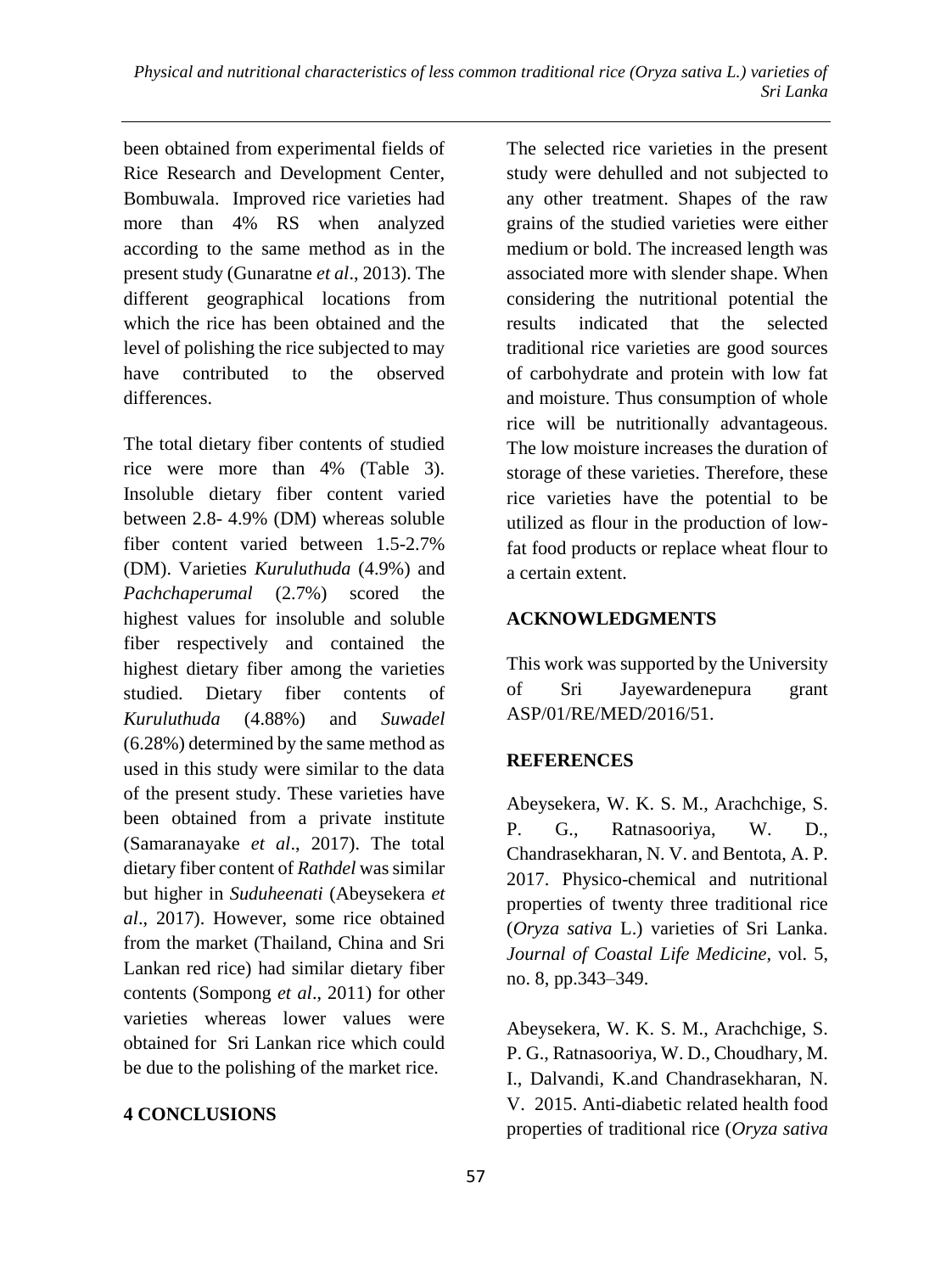been obtained from experimental fields of Rice Research and Development Center, Bombuwala. Improved rice varieties had more than 4% RS when analyzed according to the same method as in the present study (Gunaratne *et al*., 2013). The different geographical locations from which the rice has been obtained and the level of polishing the rice subjected to may have contributed to the observed differences.

The total dietary fiber contents of studied rice were more than 4% (Table 3). Insoluble dietary fiber content varied between 2.8- 4.9% (DM) whereas soluble fiber content varied between 1.5-2.7% (DM). Varieties *Kuruluthuda* (4.9%) and *Pachchaperumal* (2.7%) scored the highest values for insoluble and soluble fiber respectively and contained the highest dietary fiber among the varieties studied. Dietary fiber contents of *Kuruluthuda* (4.88%) and *Suwadel* (6.28%) determined by the same method as used in this study were similar to the data of the present study. These varieties have been obtained from a private institute (Samaranayake *et al*., 2017). The total dietary fiber content of *Rathdel* was similar but higher in *Suduheenati* (Abeysekera *et al*., 2017). However, some rice obtained from the market (Thailand, China and Sri Lankan red rice) had similar dietary fiber contents (Sompong *et al*., 2011) for other varieties whereas lower values were obtained for Sri Lankan rice which could be due to the polishing of the market rice.

## 4 CONCLUSIONS

The selected rice varieties in the present study were dehulled and not subjected to any other treatment. Shapes of the raw grains of the studied varieties were either medium or bold. The increased length was associated more with slender shape. When considering the nutritional potential the results indicated that the selected traditional rice varieties are good sources of carbohydrate and protein with low fat and moisture. Thus consumption of whole rice will be nutritionally advantageous. The low moisture increases the duration of storage of these varieties. Therefore, these rice varieties have the potential to be utilized as flour in the production of low-fat food products or replace wheat flour to a certain extent.

## ACKNOWLEDGMENTS

This work was supported by the University of Sri Jayewardenepura grant ASP/01/RE/MED/2016/51.

## REFERENCES

Abeysekera, W. K. S. M., Arachchige, S. P. G., Ratnasooriya, W. D., Chandrasekharan, N. V. and Bentota, A. P. 2017. Physico-chemical and nutritional properties of twenty three traditional rice (*Oryza sativa* L.) varieties of Sri Lanka. *Journal of Coastal Life Medicine,* vol. 5, no. 8, pp.343–349.

Abeysekera, W. K. S. M., Arachchige, S. P. G., Ratnasooriya, W. D., Choudhary, M. I., Dalvandi, K.and Chandrasekharan, N. V. 2015. Anti-diabetic related health food properties of traditional rice (*Oryza sativa*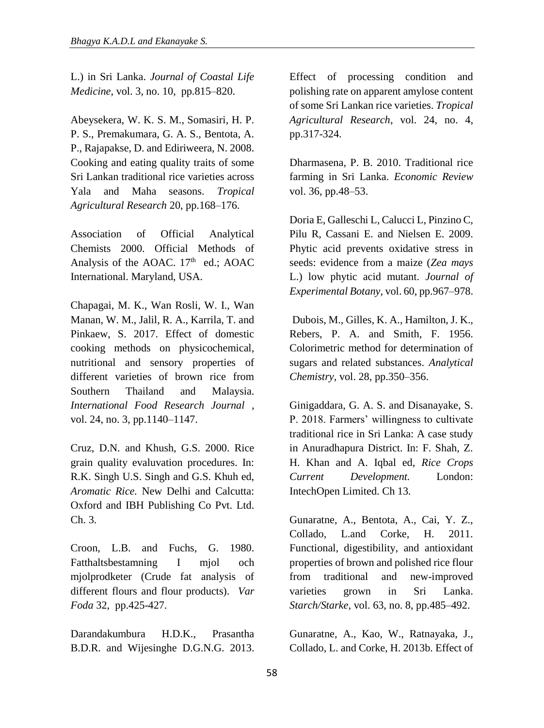L.) in Sri Lanka. *Journal of Coastal Life Medicine*, vol. 3, no. 10, pp.815–820.

Abeysekera, W. K. S. M., Somasiri, H. P. P. S., Premakumara, G. A. S., Bentota, A. P., Rajapakse, D. and Ediriweera, N. 2008. Cooking and eating quality traits of some Sri Lankan traditional rice varieties across Yala and Maha seasons. *Tropical Agricultural Research* 20, pp.168–176.

Association of Official Analytical Chemists 2000. Official Methods of Analysis of the AOAC. 17th ed.; AOAC International. Maryland, USA.

Chapagai, M. K., Wan Rosli, W. I., Wan Manan, W. M., Jalil, R. A., Karrila, T. and Pinkaew, S. 2017. Effect of domestic cooking methods on physicochemical, nutritional and sensory properties of different varieties of brown rice from Southern Thailand and Malaysia. *International Food Research Journal* , vol. 24, no. 3, pp.1140–1147.

Cruz, D.N. and Khush, G.S. 2000. Rice grain quality evaluvation procedures. In: R.K. Singh U.S. Singh and G.S. Khuh ed, *Aromatic Rice.* New Delhi and Calcutta: Oxford and IBH Publishing Co Pvt. Ltd. Ch. 3.

Croon, L.B. and Fuchs, G. 1980. Fatthaltsbestamning I mjol och mjolprodketer (Crude fat analysis of different flours and flour products). *Var Foda* 32, pp.425-427.

Darandakumbura H.D.K., Prasantha B.D.R. and Wijesinghe D.G.N.G. 2013. Effect of processing condition and polishing rate on apparent amylose content of some Sri Lankan rice varieties. *Tropical Agricultural Research*, vol. 24, no. 4, pp.317-324.

Dharmasena, P. B. 2010. Traditional rice farming in Sri Lanka. *Economic Review* vol. 36, pp.48–53.

Doria E, Galleschi L, Calucci L, Pinzino C, Pilu R, Cassani E. and Nielsen E. 2009. Phytic acid prevents oxidative stress in seeds: evidence from a maize (*Zea mays* L.) low phytic acid mutant. *Journal of Experimental Botany*, vol. 60, pp.967–978.

Dubois, M., Gilles, K. A., Hamilton, J. K., Rebers, P. A. and Smith, F. 1956. Colorimetric method for determination of sugars and related substances. *Analytical Chemistry*, vol. 28, pp.350–356.

Ginigaddara, G. A. S. and Disanayake, S. P. 2018. Farmers' willingness to cultivate traditional rice in Sri Lanka: A case study in Anuradhapura District. In: F. Shah, Z. H. Khan and A. Iqbal ed, *Rice Crops Current Development.* London: IntechOpen Limited. Ch 13.

Gunaratne, A., Bentota, A., Cai, Y. Z., Collado, L.and Corke, H. 2011. Functional, digestibility, and antioxidant properties of brown and polished rice flour from traditional and new-improved varieties grown in Sri Lanka. *Starch/Starke,* vol. 63, no. 8, pp.485–492.

Gunaratne, A., Kao, W., Ratnayaka, J., Collado, L. and Corke, H. 2013b. Effect of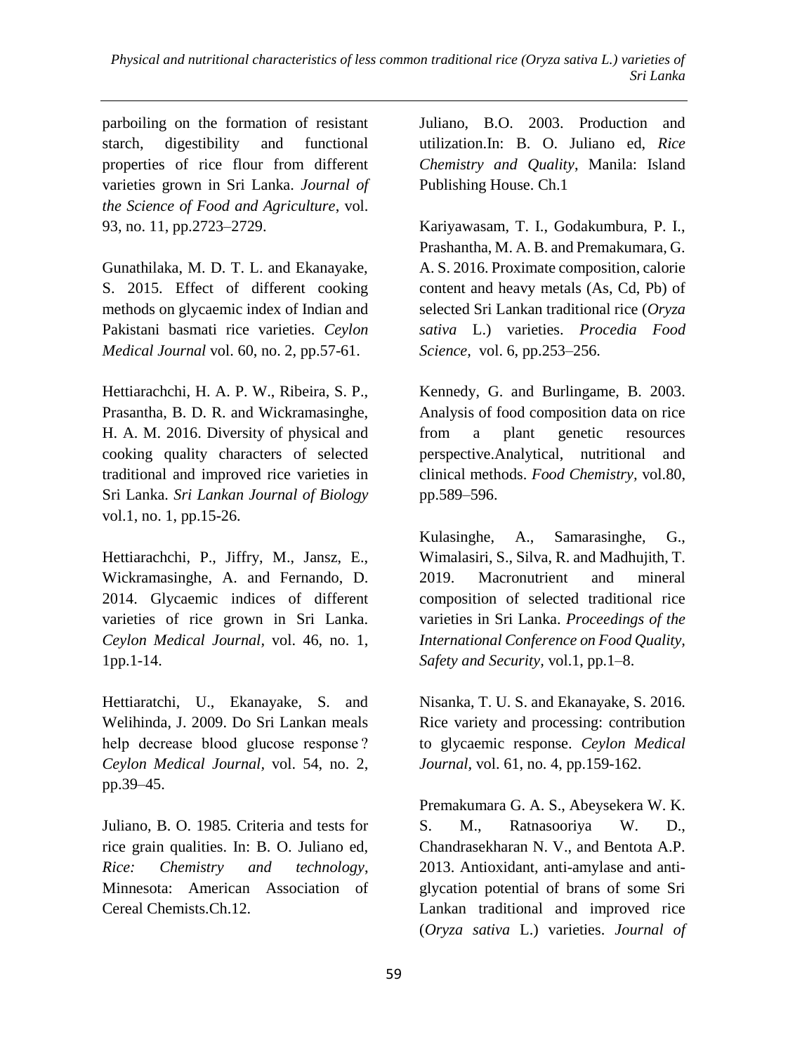parboiling on the formation of resistant starch, digestibility and functional properties of rice flour from different varieties grown in Sri Lanka. *Journal of the Science of Food and Agriculture*, vol. 93, no. 11, pp.2723–2729.

Gunathilaka, M. D. T. L. and Ekanayake, S. 2015. Effect of different cooking methods on glycaemic index of Indian and Pakistani basmati rice varieties. *Ceylon Medical Journal* vol. 60, no. 2, pp.57-61.

Hettiarachchi, H. A. P. W., Ribeira, S. P., Prasantha, B. D. R. and Wickramasinghe, H. A. M. 2016. Diversity of physical and cooking quality characters of selected traditional and improved rice varieties in Sri Lanka. *Sri Lankan Journal of Biology* vol.1, no. 1, pp.15-26.

Hettiarachchi, P., Jiffry, M., Jansz, E., Wickramasinghe, A. and Fernando, D. 2014. Glycaemic indices of different varieties of rice grown in Sri Lanka. *Ceylon Medical Journal*, vol. 46, no. 1, 1pp.1-14.

Hettiaratchi, U., Ekanayake, S. and Welihinda, J. 2009. Do Sri Lankan meals help decrease blood glucose response ? *Ceylon Medical Journal*, vol. 54, no. 2, pp.39–45.

Juliano, B. O. 1985. Criteria and tests for rice grain qualities. In: B. O. Juliano ed, *Rice: Chemistry and technology*, Minnesota: American Association of Cereal Chemists.Ch.12.

Juliano, B.O. 2003. Production and utilization.In: B. O. Juliano ed, *Rice Chemistry and Quality*, Manila: Island Publishing House. Ch.1

Kariyawasam, T. I., Godakumbura, P. I., Prashantha, M. A. B. and Premakumara, G. A. S. 2016. Proximate composition, calorie content and heavy metals (As, Cd, Pb) of selected Sri Lankan traditional rice (*Oryza sativa* L.) varieties. *Procedia Food Science,* vol. 6, pp.253–256.

Kennedy, G. and Burlingame, B. 2003. Analysis of food composition data on rice from a plant genetic resources perspective.Analytical, nutritional and clinical methods. *Food Chemistry*, vol.80, pp.589–596.

Kulasinghe, A., Samarasinghe, G., Wimalasiri, S., Silva, R. and Madhujith, T. 2019. Macronutrient and mineral composition of selected traditional rice varieties in Sri Lanka. *Proceedings of the International Conference on Food Quality, Safety and Security*, vol.1, pp.1–8.

Nisanka, T. U. S. and Ekanayake, S. 2016. Rice variety and processing: contribution to glycaemic response. *Ceylon Medical Journal*, vol. 61, no. 4, pp.159-162.

Premakumara G. A. S., Abeysekera W. K. S. M., Ratnasooriya W. D., Chandrasekharan N. V., and Bentota A.P. 2013. Antioxidant, anti-amylase and anti-glycation potential of brans of some Sri Lankan traditional and improved rice (*Oryza sativa* L.) varieties. *Journal of*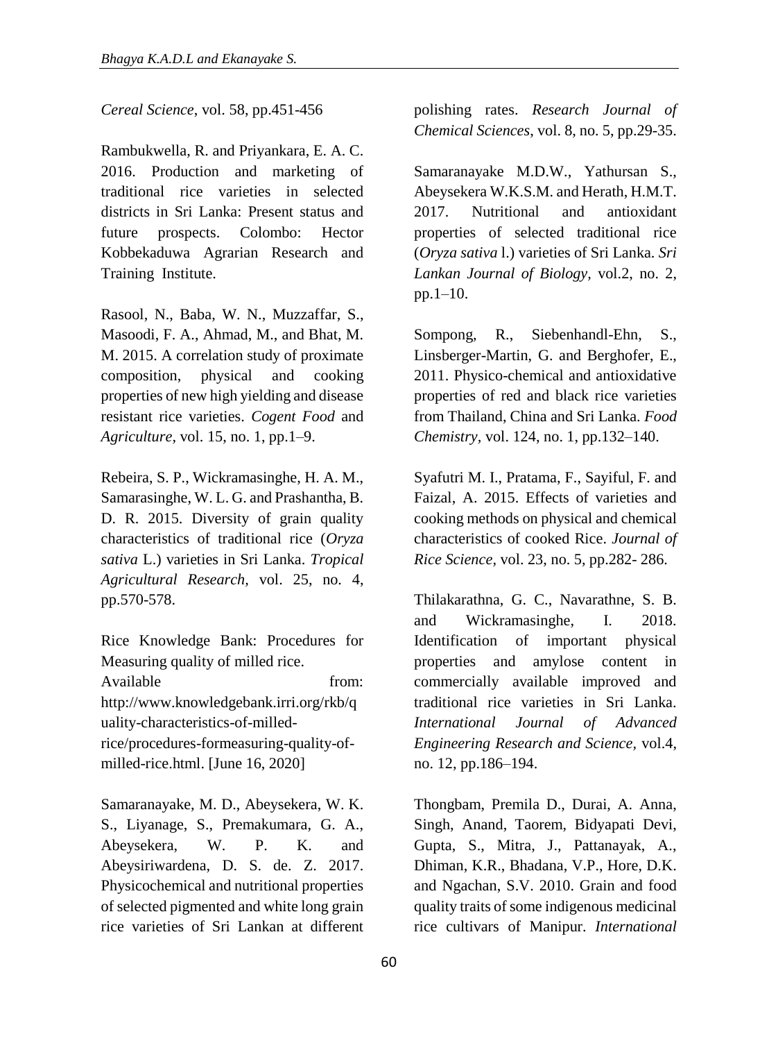*Cereal Science*, vol. 58, pp.451-456

Rambukwella, R. and Priyankara, E. A. C. 2016. Production and marketing of traditional rice varieties in selected districts in Sri Lanka: Present status and future prospects. Colombo: Hector Kobbekaduwa Agrarian Research and Training Institute.

Rasool, N., Baba, W. N., Muzzaffar, S., Masoodi, F. A., Ahmad, M., and Bhat, M. M. 2015. A correlation study of proximate composition, physical and cooking properties of new high yielding and disease resistant rice varieties. *Cogent Food* and *Agriculture*, vol. 15, no. 1, pp.1–9.

Rebeira, S. P., Wickramasinghe, H. A. M., Samarasinghe, W. L. G. and Prashantha, B. D. R. 2015. Diversity of grain quality characteristics of traditional rice (*Oryza sativa* L.) varieties in Sri Lanka. *Tropical Agricultural Research,* vol. 25, no. 4, pp.570-578.

Rice Knowledge Bank: Procedures for Measuring quality of milled rice. Available from: http://www.knowledgebank.irri.org/rkb/quality-characteristics-of-milled-rice/procedures-formeasuring-quality-of-milled-rice.html. [June 16, 2020]

Samaranayake, M. D., Abeysekera, W. K. S., Liyanage, S., Premakumara, G. A., Abeysekera, W. P. K. and Abeysiriwardena, D. S. de. Z. 2017. Physicochemical and nutritional properties of selected pigmented and white long grain rice varieties of Sri Lankan at different polishing rates. *Research Journal of Chemical Sciences*, vol. 8, no. 5, pp.29-35.

Samaranayake M.D.W., Yathursan S., Abeysekera W.K.S.M. and Herath, H.M.T. 2017. Nutritional and antioxidant properties of selected traditional rice (*Oryza sativa* l.) varieties of Sri Lanka. *Sri Lankan Journal of Biology,* vol.2, no. 2, pp.1–10.

Sompong, R., Siebenhandl-Ehn, S., Linsberger-Martin, G. and Berghofer, E., 2011. Physico-chemical and antioxidative properties of red and black rice varieties from Thailand, China and Sri Lanka. *Food Chemistry,* vol. 124, no. 1, pp.132–140.

Syafutri M. I., Pratama, F., Sayiful, F. and Faizal, A. 2015. Effects of varieties and cooking methods on physical and chemical characteristics of cooked Rice. *Journal of Rice Science*, vol. 23, no. 5, pp.282- 286.

Thilakarathna, G. C., Navarathne, S. B. and Wickramasinghe, I. 2018. Identification of important physical properties and amylose content in commercially available improved and traditional rice varieties in Sri Lanka. *International Journal of Advanced Engineering Research and Science*, vol.4, no. 12, pp.186–194.

Thongbam, Premila D., Durai, A. Anna, Singh, Anand, Taorem, Bidyapati Devi, Gupta, S., Mitra, J., Pattanayak, A., Dhiman, K.R., Bhadana, V.P., Hore, D.K. and Ngachan, S.V. 2010. Grain and food quality traits of some indigenous medicinal rice cultivars of Manipur. *International*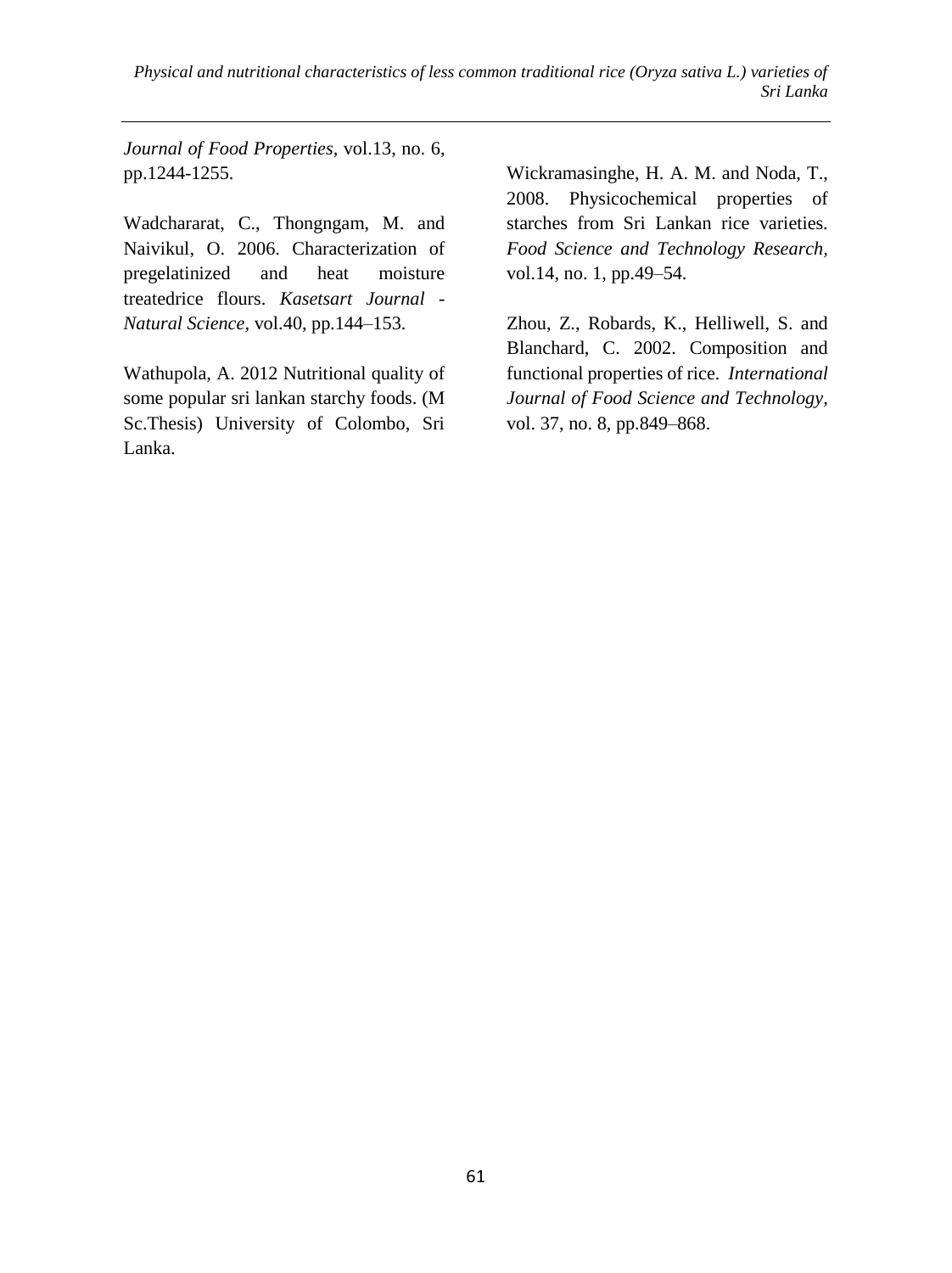*Journal of Food Properties*, vol.13, no. 6, pp.1244-1255.

Wadchararat, C., Thongngam, M. and Naivikul, O. 2006. Characterization of pregelatinized and heat moisture treatedrice flours. *Kasetsart Journal - Natural Science*, vol.40, pp.144–153.

Wathupola, A. 2012 Nutritional quality of some popular sri lankan starchy foods. (M Sc.Thesis) University of Colombo, Sri Lanka.

Wickramasinghe, H. A. M. and Noda, T., 2008. Physicochemical properties of starches from Sri Lankan rice varieties. *Food Science and Technology Research*, vol.14, no. 1, pp.49–54.

Zhou, Z., Robards, K., Helliwell, S. and Blanchard, C. 2002. Composition and functional properties of rice. *International Journal of Food Science and Technology*, vol. 37, no. 8, pp.849–868.